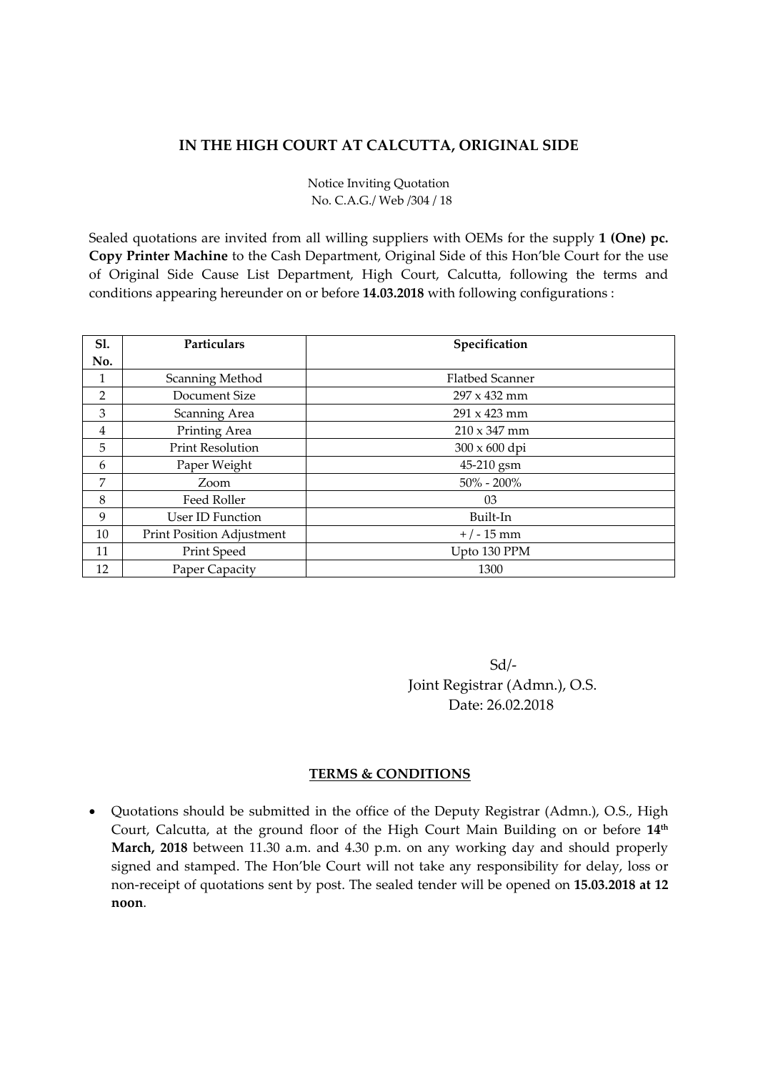## IN THE HIGH COURT AT CALCUTTA, ORIGINAL SIDE

Notice Inviting Quotation
No. C.A.G./ Web /304 / 18

Sealed quotations are invited from all willing suppliers with OEMs for the supply **1 (One) pc. Copy Printer Machine** to the Cash Department, Original Side of this Hon'ble Court for the use of Original Side Cause List Department, High Court, Calcutta, following the terms and conditions appearing hereunder on or before **14.03.2018** with following configurations :

| Sl. No. | Particulars | Specification |
|---|---|---|
| 1 | Scanning Method | Flatbed Scanner |
| 2 | Document Size | 297 x 432 mm |
| 3 | Scanning Area | 291 x 423 mm |
| 4 | Printing Area | 210 x 347 mm |
| 5 | Print Resolution | 300 x 600 dpi |
| 6 | Paper Weight | 45-210 gsm |
| 7 | Zoom | 50% - 200% |
| 8 | Feed Roller | 03 |
| 9 | User ID Function | Built-In |
| 10 | Print Position Adjustment | + / - 15 mm |
| 11 | Print Speed | Upto 130 PPM |
| 12 | Paper Capacity | 1300 |

Sd/-
Joint Registrar (Admn.), O.S.
Date: 26.02.2018

### TERMS & CONDITIONS

- Quotations should be submitted in the office of the Deputy Registrar (Admn.), O.S., High Court, Calcutta, at the ground floor of the High Court Main Building on or before **14th March, 2018** between 11.30 a.m. and 4.30 p.m. on any working day and should properly signed and stamped. The Hon'ble Court will not take any responsibility for delay, loss or non-receipt of quotations sent by post. The sealed tender will be opened on **15.03.2018 at 12 noon**.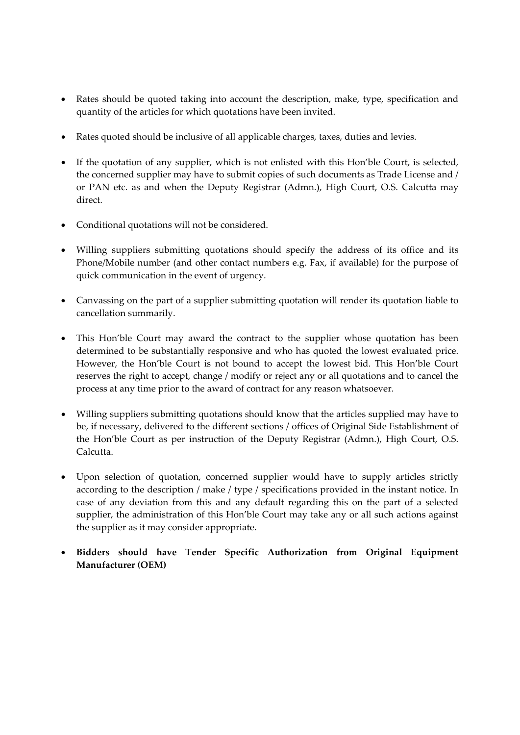- Rates should be quoted taking into account the description, make, type, specification and quantity of the articles for which quotations have been invited.

- Rates quoted should be inclusive of all applicable charges, taxes, duties and levies.

- If the quotation of any supplier, which is not enlisted with this Hon'ble Court, is selected, the concerned supplier may have to submit copies of such documents as Trade License and / or PAN etc. as and when the Deputy Registrar (Admn.), High Court, O.S. Calcutta may direct.

- Conditional quotations will not be considered.

- Willing suppliers submitting quotations should specify the address of its office and its Phone/Mobile number (and other contact numbers e.g. Fax, if available) for the purpose of quick communication in the event of urgency.

- Canvassing on the part of a supplier submitting quotation will render its quotation liable to cancellation summarily.

- This Hon'ble Court may award the contract to the supplier whose quotation has been determined to be substantially responsive and who has quoted the lowest evaluated price. However, the Hon'ble Court is not bound to accept the lowest bid. This Hon'ble Court reserves the right to accept, change / modify or reject any or all quotations and to cancel the process at any time prior to the award of contract for any reason whatsoever.

- Willing suppliers submitting quotations should know that the articles supplied may have to be, if necessary, delivered to the different sections / offices of Original Side Establishment of the Hon'ble Court as per instruction of the Deputy Registrar (Admn.), High Court, O.S. Calcutta.

- Upon selection of quotation, concerned supplier would have to supply articles strictly according to the description / make / type / specifications provided in the instant notice. In case of any deviation from this and any default regarding this on the part of a selected supplier, the administration of this Hon'ble Court may take any or all such actions against the supplier as it may consider appropriate.

- **Bidders should have Tender Specific Authorization from Original Equipment Manufacturer (OEM)**